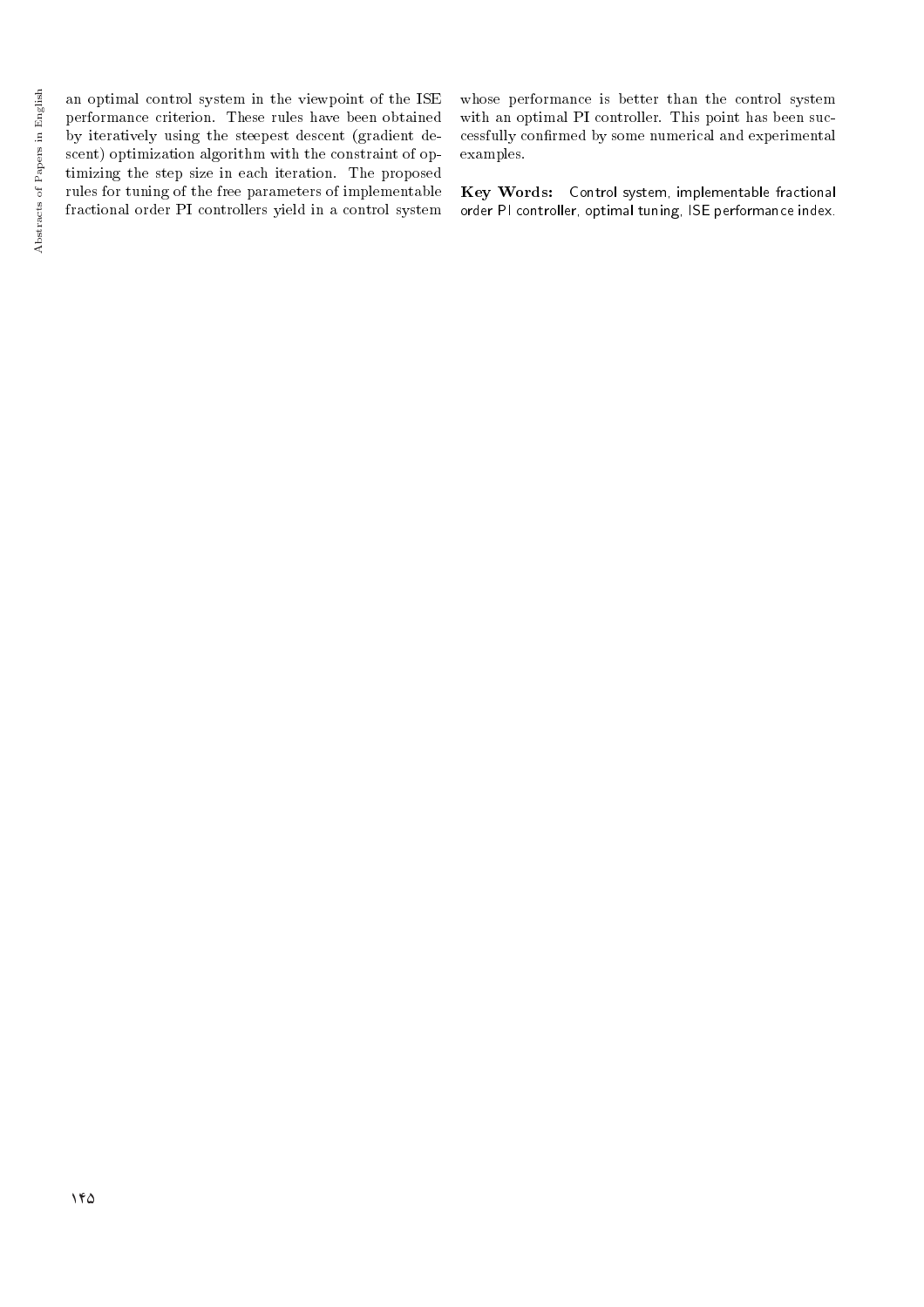an optimal control system in the viewpoint of the ISE performance criterion. These rules have been obtained by iteratively using the steepest descent (gradient descent) optimization algorithm with the constraint of optimizing the step size in each iteration. The proposed rules for tuning of the free parameters of implementable fractional order PI controllers yield in a control system whose performance is better than the control system with an optimal PI controller. This point has been successfully confirmed by some numerical and experimental examples.

**Key Words:** Control system, implementable fractional order PI controller, optimal tuning, ISE performance index.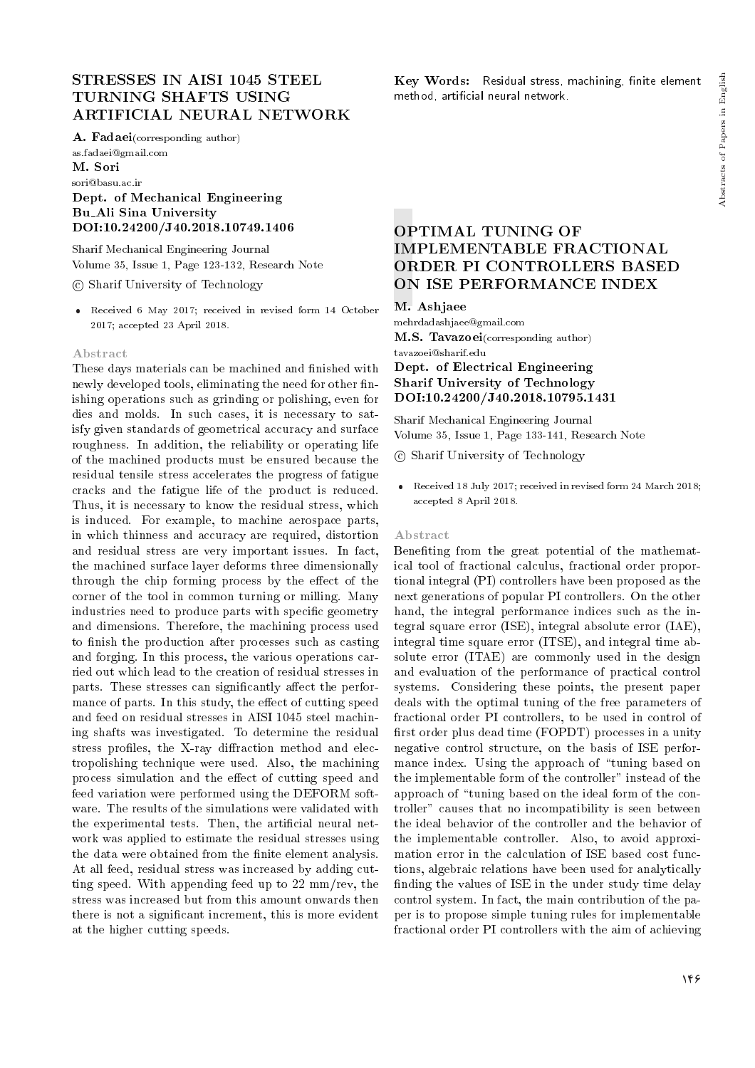# STRESSES IN AISI 1045 STEEL TURNING SHAFTS USING ARTIFICIAL NEURAL NETWORK

**A. Fadaei**(corresponding author)
as.fadaei@gmail.com
**M. Sori**
sori@basu.ac.ir
**Dept. of Mechanical Engineering**
**Bu_Ali Sina University**
**DOI:10.24200/J40.2018.10749.1406**

Sharif Mechanical Engineering Journal
Volume 35, Issue 1, Page 123-132, Research Note

© Sharif University of Technology

- Received 6 May 2017; received in revised form 14 October 2017; accepted 23 April 2018.

### Abstract

These days materials can be machined and finished with newly developed tools, eliminating the need for other finishing operations such as grinding or polishing, even for dies and molds. In such cases, it is necessary to satisfy given standards of geometrical accuracy and surface roughness. In addition, the reliability or operating life of the machined products must be ensured because the residual tensile stress accelerates the progress of fatigue cracks and the fatigue life of the product is reduced. Thus, it is necessary to know the residual stress, which is induced. For example, to machine aerospace parts, in which thinness and accuracy are required, distortion and residual stress are very important issues. In fact, the machined surface layer deforms three dimensionally through the chip forming process by the effect of the corner of the tool in common turning or milling. Many industries need to produce parts with specific geometry and dimensions. Therefore, the machining process used to finish the production after processes such as casting and forging. In this process, the various operations carried out which lead to the creation of residual stresses in parts. These stresses can significantly affect the performance of parts. In this study, the effect of cutting speed and feed on residual stresses in AISI 1045 steel machining shafts was investigated. To determine the residual stress profiles, the X-ray diffraction method and electropolishing technique were used. Also, the machining process simulation and the effect of cutting speed and feed variation were performed using the DEFORM software. The results of the simulations were validated with the experimental tests. Then, the artificial neural network was applied to estimate the residual stresses using the data were obtained from the finite element analysis. At all feed, residual stress was increased by adding cutting speed. With appending feed up to 22 mm/rev, the stress was increased but from this amount onwards then there is not a significant increment, this is more evident at the higher cutting speeds.

**Key Words:** Residual stress, machining, finite element method, artificial neural network.

# OPTIMAL TUNING OF IMPLEMENTABLE FRACTIONAL ORDER PI CONTROLLERS BASED ON ISE PERFORMANCE INDEX

**M. Ashjaee**
mehrdadashjaee@gmail.com
**M.S. Tavazoei**(corresponding author)
tavazoei@sharif.edu
**Dept. of Electrical Engineering**
**Sharif University of Technology**
**DOI:10.24200/J40.2018.10795.1431**

Sharif Mechanical Engineering Journal
Volume 35, Issue 1, Page 133-141, Research Note

© Sharif University of Technology

- Received 18 July 2017; received in revised form 24 March 2018; accepted 8 April 2018.

### Abstract

Benefiting from the great potential of the mathematical tool of fractional calculus, fractional order proportional integral (PI) controllers have been proposed as the next generations of popular PI controllers. On the other hand, the integral performance indices such as the integral square error (ISE), integral absolute error (IAE), integral time square error (ITSE), and integral time absolute error (ITAE) are commonly used in the design and evaluation of the performance of practical control systems. Considering these points, the present paper deals with the optimal tuning of the free parameters of fractional order PI controllers, to be used in control of first order plus dead time (FOPDT) processes in a unity negative control structure, on the basis of ISE performance index. Using the approach of "tuning based on the implementable form of the controller" instead of the approach of "tuning based on the ideal form of the controller" causes that no incompatibility is seen between the ideal behavior of the controller and the behavior of the implementable controller. Also, to avoid approximation error in the calculation of ISE based cost functions, algebraic relations have been used for analytically finding the values of ISE in the under study time delay control system. In fact, the main contribution of the paper is to propose simple tuning rules for implementable fractional order PI controllers with the aim of achieving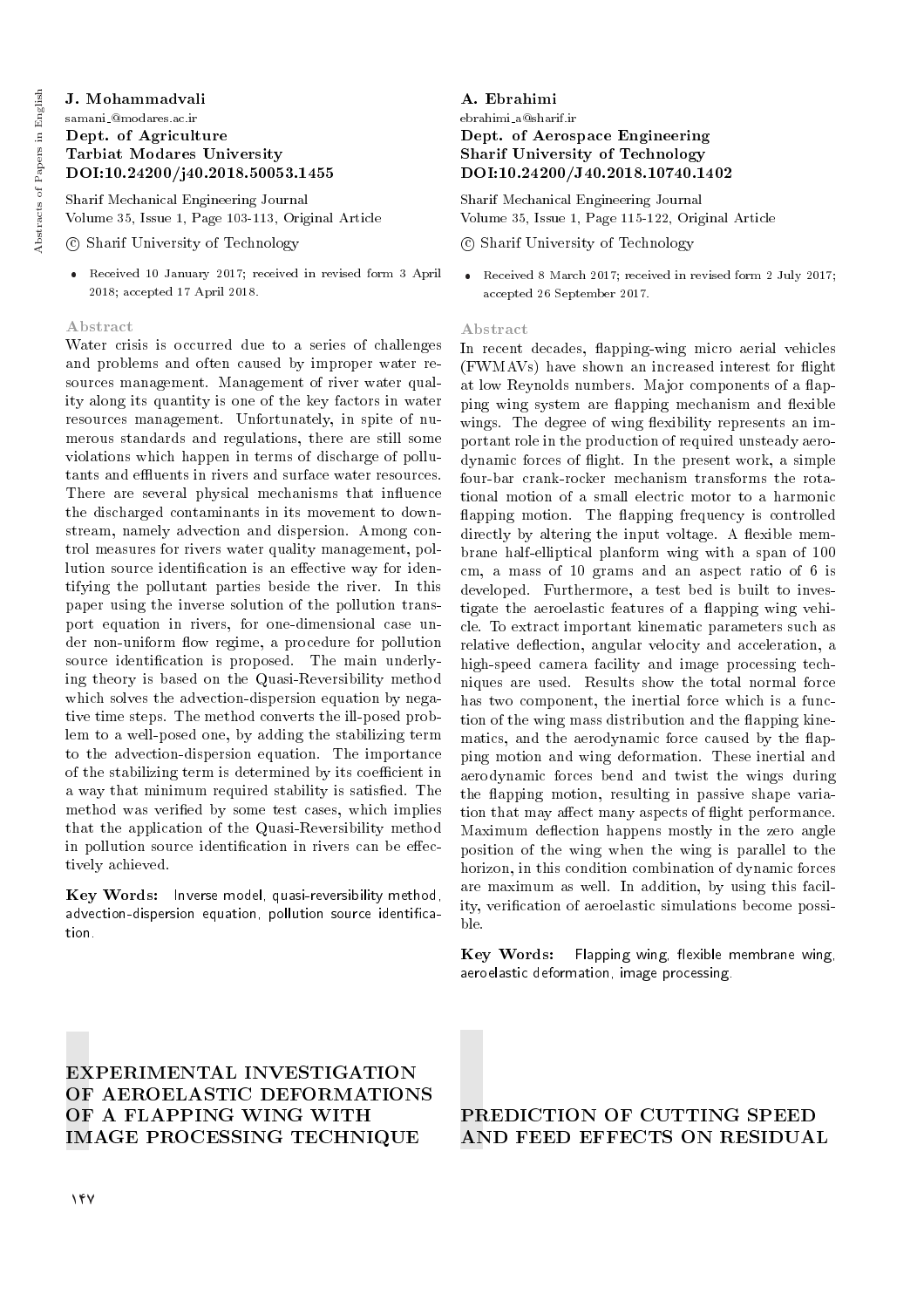**J. Mohammadvali**
samani_@modares.ac.ir
**Dept. of Agriculture**
**Tarbiat Modares University**
**DOI:10.24200/j40.2018.50053.1455**

Sharif Mechanical Engineering Journal
Volume 35, Issue 1, Page 103-113, Original Article

© Sharif University of Technology

- Received 10 January 2017; received in revised form 3 April 2018; accepted 17 April 2018.

### Abstract

Water crisis is occurred due to a series of challenges and problems and often caused by improper water resources management. Management of river water quality along its quantity is one of the key factors in water resources management. Unfortunately, in spite of numerous standards and regulations, there are still some violations which happen in terms of discharge of pollutants and effluents in rivers and surface water resources. There are several physical mechanisms that influence the discharged contaminants in its movement to downstream, namely advection and dispersion. Among control measures for rivers water quality management, pollution source identification is an effective way for identifying the pollutant parties beside the river. In this paper using the inverse solution of the pollution transport equation in rivers, for one-dimensional case under non-uniform flow regime, a procedure for pollution source identification is proposed. The main underlying theory is based on the Quasi-Reversibility method which solves the advection-dispersion equation by negative time steps. The method converts the ill-posed problem to a well-posed one, by adding the stabilizing term to the advection-dispersion equation. The importance of the stabilizing term is determined by its coefficient in a way that minimum required stability is satisfied. The method was verified by some test cases, which implies that the application of the Quasi-Reversibility method in pollution source identification in rivers can be effectively achieved.

**Key Words:** Inverse model, quasi-reversibility method, advection-dispersion equation, pollution source identification.

## EXPERIMENTAL INVESTIGATION OF AEROELASTIC DEFORMATIONS OF A FLAPPING WING WITH IMAGE PROCESSING TECHNIQUE

**A. Ebrahimi**
ebrahimi_a@sharif.ir
**Dept. of Aerospace Engineering**
**Sharif University of Technology**
**DOI:10.24200/J40.2018.10740.1402**

Sharif Mechanical Engineering Journal
Volume 35, Issue 1, Page 115-122, Original Article

© Sharif University of Technology

- Received 8 March 2017; received in revised form 2 July 2017; accepted 26 September 2017.

### Abstract

In recent decades, flapping-wing micro aerial vehicles (FWMAVs) have shown an increased interest for flight at low Reynolds numbers. Major components of a flapping wing system are flapping mechanism and flexible wings. The degree of wing flexibility represents an important role in the production of required unsteady aerodynamic forces of flight. In the present work, a simple four-bar crank-rocker mechanism transforms the rotational motion of a small electric motor to a harmonic flapping motion. The flapping frequency is controlled directly by altering the input voltage. A flexible membrane half-elliptical planform wing with a span of 100 cm, a mass of 10 grams and an aspect ratio of 6 is developed. Furthermore, a test bed is built to investigate the aeroelastic features of a flapping wing vehicle. To extract important kinematic parameters such as relative deflection, angular velocity and acceleration, a high-speed camera facility and image processing techniques are used. Results show the total normal force has two component, the inertial force which is a function of the wing mass distribution and the flapping kinematics, and the aerodynamic force caused by the flapping motion and wing deformation. These inertial and aerodynamic forces bend and twist the wings during the flapping motion, resulting in passive shape variation that may affect many aspects of flight performance. Maximum deflection happens mostly in the zero angle position of the wing when the wing is parallel to the horizon, in this condition combination of dynamic forces are maximum as well. In addition, by using this facility, verification of aeroelastic simulations become possible.

**Key Words:** Flapping wing, flexible membrane wing, aeroelastic deformation, image processing.

## PREDICTION OF CUTTING SPEED AND FEED EFFECTS ON RESIDUAL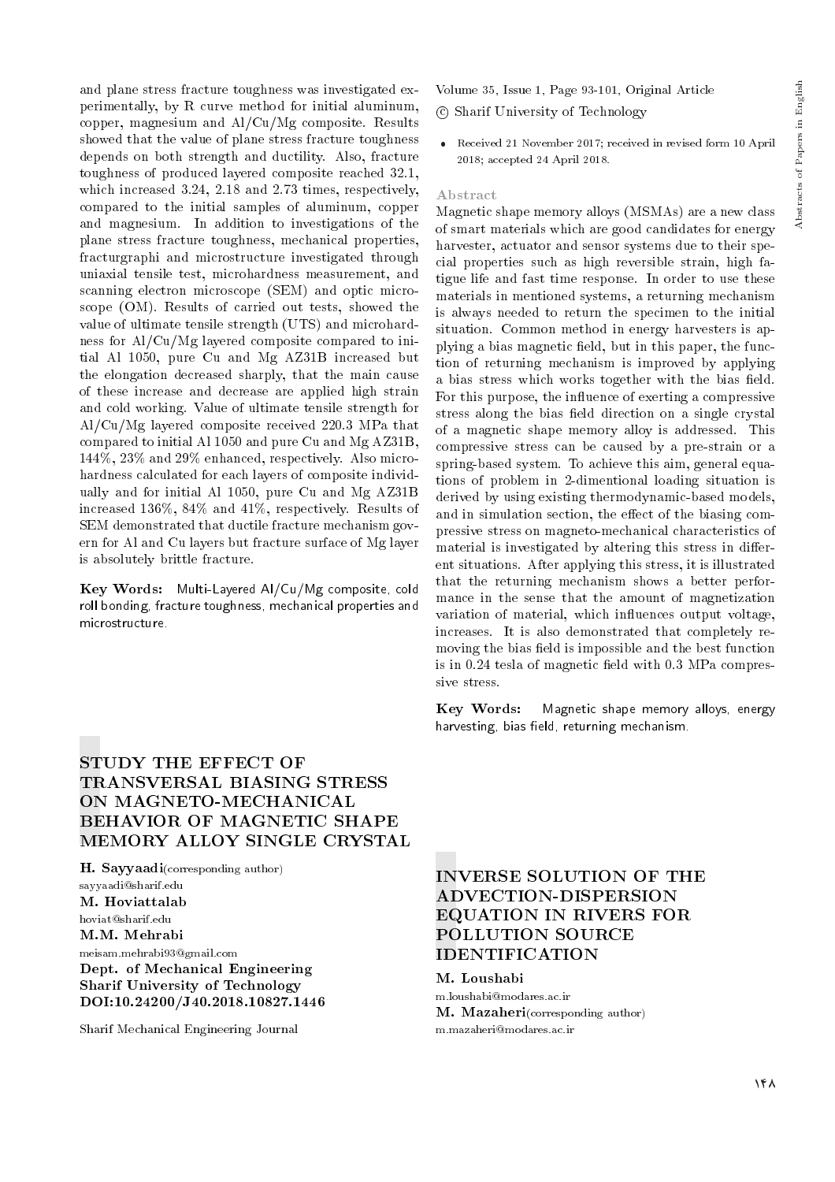and plane stress fracture toughness was investigated experimentally, by R curve method for initial aluminum, copper, magnesium and Al/Cu/Mg composite. Results showed that the value of plane stress fracture toughness depends on both strength and ductility. Also, fracture toughness of produced layered composite reached 32.1, which increased 3.24, 2.18 and 2.73 times, respectively, compared to the initial samples of aluminum, copper and magnesium. In addition to investigations of the plane stress fracture toughness, mechanical properties, fracturgraphi and microstructure investigated through uniaxial tensile test, microhardness measurement, and scanning electron microscope (SEM) and optic microscope (OM). Results of carried out tests, showed the value of ultimate tensile strength (UTS) and microhardness for Al/Cu/Mg layered composite compared to initial Al 1050, pure Cu and Mg AZ31B increased but the elongation decreased sharply, that the main cause of these increase and decrease are applied high strain and cold working. Value of ultimate tensile strength for Al/Cu/Mg layered composite received 220.3 MPa that compared to initial Al 1050 and pure Cu and Mg AZ31B, 144%, 23% and 29% enhanced, respectively. Also microhardness calculated for each layers of composite individually and for initial Al 1050, pure Cu and Mg AZ31B increased 136%, 84% and 41%, respectively. Results of SEM demonstrated that ductile fracture mechanism govern for Al and Cu layers but fracture surface of Mg layer is absolutely brittle fracture.

**Key Words:** Multi-Layered Al/Cu/Mg composite, cold roll bonding, fracture toughness, mechanical properties and microstructure.

## STUDY THE EFFECT OF TRANSVERSAL BIASING STRESS ON MAGNETO-MECHANICAL BEHAVIOR OF MAGNETIC SHAPE MEMORY ALLOY SINGLE CRYSTAL

**H. Sayyaadi**(corresponding author)
sayyaadi@sharif.edu
**M. Hoviattalab**
hoviat@sharif.edu
**M.M. Mehrabi**
meisam.mehrabi93@gmail.com
**Dept. of Mechanical Engineering**
**Sharif University of Technology**
**DOI:10.24200/J40.2018.10827.1446**

Sharif Mechanical Engineering Journal
Volume 35, Issue 1, Page 93-101, Original Article
© Sharif University of Technology

- Received 21 November 2017; received in revised form 10 April 2018; accepted 24 April 2018.

### Abstract

Magnetic shape memory alloys (MSMAs) are a new class of smart materials which are good candidates for energy harvester, actuator and sensor systems due to their special properties such as high reversible strain, high fatigue life and fast time response. In order to use these materials in mentioned systems, a returning mechanism is always needed to return the specimen to the initial situation. Common method in energy harvesters is applying a bias magnetic field, but in this paper, the function of returning mechanism is improved by applying a bias stress which works together with the bias field. For this purpose, the influence of exerting a compressive stress along the bias field direction on a single crystal of a magnetic shape memory alloy is addressed. This compressive stress can be caused by a pre-strain or a spring-based system. To achieve this aim, general equations of problem in 2-dimentional loading situation is derived by using existing thermodynamic-based models, and in simulation section, the effect of the biasing compressive stress on magneto-mechanical characteristics of material is investigated by altering this stress in different situations. After applying this stress, it is illustrated that the returning mechanism shows a better performance in the sense that the amount of magnetization variation of material, which influences output voltage, increases. It is also demonstrated that completely removing the bias field is impossible and the best function is in 0.24 tesla of magnetic field with 0.3 MPa compressive stress.

**Key Words:** Magnetic shape memory alloys, energy harvesting, bias field, returning mechanism.

## INVERSE SOLUTION OF THE ADVECTION-DISPERSION EQUATION IN RIVERS FOR POLLUTION SOURCE IDENTIFICATION

**M. Loushabi**
m.loushabi@modares.ac.ir
**M. Mazaheri**(corresponding author)
m.mazaheri@modares.ac.ir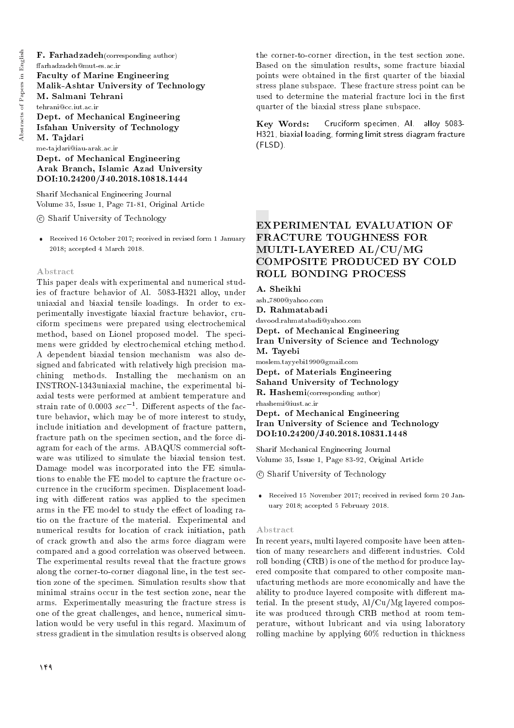**F. Farhadzadeh**(corresponding author)
ffarhadzadeh@mut-es.ac.ir
**Faculty of Marine Engineering**
**Malik-Ashtar University of Technology**
**M. Salmani Tehrani**
tehrani@cc.iut.ac.ir
**Dept. of Mechanical Engineering**
**Isfahan University of Technology**
**M. Tajdari**
me-tajdari@iau-arak.ac.ir
**Dept. of Mechanical Engineering**
**Arak Branch, Islamic Azad University**
**DOI:10.24200/J40.2018.10818.1444**

Sharif Mechanical Engineering Journal
Volume 35, Issue 1, Page 71-81, Original Article

© Sharif University of Technology

- Received 16 October 2017; received in revised form 1 January 2018; accepted 4 March 2018.

### Abstract

This paper deals with experimental and numerical studies of fracture behavior of Al. 5083-H321 alloy, under uniaxial and biaxial tensile loadings. In order to experimentally investigate biaxial fracture behavior, cruciform specimens were prepared using electrochemical method, based on Lionel proposed model. The specimens were gridded by electrochemical etching method. A dependent biaxial tension mechanism was also designed and fabricated with relatively high precision machining methods. Installing the mechanism on an INSTRON-1343uniaxial machine, the experimental biaxial tests were performed at ambient temperature and strain rate of 0.0003 $sec^{-1}$. Different aspects of the facture behavior, which may be of more interest to study, include initiation and development of fracture pattern, fracture path on the specimen section, and the force diagram for each of the arms. ABAQUS commercial software was utilized to simulate the biaxial tension test. Damage model was incorporated into the FE simulations to enable the FE model to capture the fracture occurrence in the cruciform specimen. Displacement loading with different ratios was applied to the specimen arms in the FE model to study the effect of loading ratio on the fracture of the material. Experimental and numerical results for location of crack initiation, path of crack growth and also the arms force diagram were compared and a good correlation was observed between. The experimental results reveal that the fracture grows along the corner-to-corner diagonal line, in the test section zone of the specimen. Simulation results show that minimal strains occur in the test section zone, near the arms. Experimentally measuring the fracture stress is one of the great challenges, and hence, numerical simulation would be very useful in this regard. Maximum of stress gradient in the simulation results is observed along the corner-to-corner direction, in the test section zone. Based on the simulation results, some fracture biaxial points were obtained in the first quarter of the biaxial stress plane subspace. These fracture stress point can be used to determine the material fracture loci in the first quarter of the biaxial stress plane subspace.

**Key Words:** Cruciform specimen, Al. alloy 5083-H321, biaxial loading, forming limit stress diagram fracture (FLSD).

## EXPERIMENTAL EVALUATION OF FRACTURE TOUGHNESS FOR MULTI-LAYERED AL/CU/MG COMPOSITE PRODUCED BY COLD ROLL BONDING PROCESS

**A. Sheikhi**
ash_7800@yahoo.com
**D. Rahmatabadi**
davood.rahmatabadi@yahoo.com
**Dept. of Mechanical Engineering**
**Iran University of Science and Technology**
**M. Tayebi**
moslem.tayyebi1990@gmail.com
**Dept. of Materials Engineering**
**Sahand University of Technology**
**R. Hashemi**(corresponding author)
rhashemi@iust.ac.ir
**Dept. of Mechanical Engineering**
**Iran University of Science and Technology**
**DOI:10.24200/J40.2018.10831.1448**

Sharif Mechanical Engineering Journal
Volume 35, Issue 1, Page 83-92, Original Article

© Sharif University of Technology

- Received 15 November 2017; received in revised form 20 January 2018; accepted 5 February 2018.

### Abstract

In recent years, multi layered composite have been attention of many researchers and different industries. Cold roll bonding (CRB) is one of the method for produce layered composite that compared to other composite manufacturing methods are more economically and have the ability to produce layered composite with different material. In the present study, Al/Cu/Mg layered composite was produced through CRB method at room temperature, without lubricant and via using laboratory rolling machine by applying 60% reduction in thickness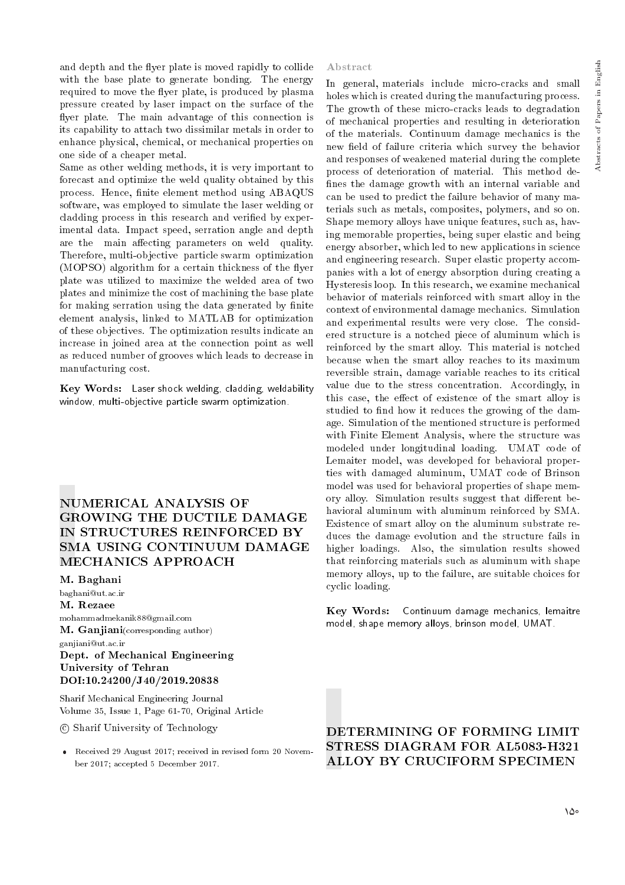and depth and the flyer plate is moved rapidly to collide with the base plate to generate bonding. The energy required to move the flyer plate, is produced by plasma pressure created by laser impact on the surface of the flyer plate. The main advantage of this connection is its capability to attach two dissimilar metals in order to enhance physical, chemical, or mechanical properties on one side of a cheaper metal.

Same as other welding methods, it is very important to forecast and optimize the weld quality obtained by this process. Hence, finite element method using ABAQUS software, was employed to simulate the laser welding or cladding process in this research and verified by experimental data. Impact speed, serration angle and depth are the main affecting parameters on weld quality. Therefore, multi-objective particle swarm optimization (MOPSO) algorithm for a certain thickness of the flyer plate was utilized to maximize the welded area of two plates and minimize the cost of machining the base plate for making serration using the data generated by finite element analysis, linked to MATLAB for optimization of these objectives. The optimization results indicate an increase in joined area at the connection point as well as reduced number of grooves which leads to decrease in manufacturing cost.

**Key Words:** Laser shock welding, cladding, weldability window, multi-objective particle swarm optimization.

## NUMERICAL ANALYSIS OF GROWING THE DUCTILE DAMAGE IN STRUCTURES REINFORCED BY SMA USING CONTINUUM DAMAGE MECHANICS APPROACH

**M. Baghani**
baghani@ut.ac.ir
**M. Rezaee**
mohammadmekanik88@gmail.com
**M. Ganjiani**(corresponding author)
ganjiani@ut.ac.ir
**Dept. of Mechanical Engineering**
**University of Tehran**
**DOI:10.24200/J40/2019.20838**

Sharif Mechanical Engineering Journal
Volume 35, Issue 1, Page 61-70, Original Article

© Sharif University of Technology

- Received 29 August 2017; received in revised form 20 November 2017; accepted 5 December 2017.

### Abstract

In general, materials include micro-cracks and small holes which is created during the manufacturing process. The growth of these micro-cracks leads to degradation of mechanical properties and resulting in deterioration of the materials. Continuum damage mechanics is the new field of failure criteria which survey the behavior and responses of weakened material during the complete process of deterioration of material. This method defines the damage growth with an internal variable and can be used to predict the failure behavior of many materials such as metals, composites, polymers, and so on. Shape memory alloys have unique features, such as, having memorable properties, being super elastic and being energy absorber, which led to new applications in science and engineering research. Super elastic property accompanies with a lot of energy absorption during creating a Hysteresis loop. In this research, we examine mechanical behavior of materials reinforced with smart alloy in the context of environmental damage mechanics. Simulation and experimental results were very close. The considered structure is a notched piece of aluminum which is reinforced by the smart alloy. This material is notched because when the smart alloy reaches to its maximum reversible strain, damage variable reaches to its critical value due to the stress concentration. Accordingly, in this case, the effect of existence of the smart alloy is studied to find how it reduces the growing of the damage. Simulation of the mentioned structure is performed with Finite Element Analysis, where the structure was modeled under longitudinal loading. UMAT code of Lemaiter model, was developed for behavioral properties with damaged aluminum, UMAT code of Brinson model was used for behavioral properties of shape memory alloy. Simulation results suggest that different behavioral aluminum with aluminum reinforced by SMA. Existence of smart alloy on the aluminum substrate reduces the damage evolution and the structure fails in higher loadings. Also, the simulation results showed that reinforcing materials such as aluminum with shape memory alloys, up to the failure, are suitable choices for cyclic loading.

**Key Words:** Continuum damage mechanics, lemaitre model, shape memory alloys, brinson model, UMAT.

## DETERMINING OF FORMING LIMIT STRESS DIAGRAM FOR AL5083-H321 ALLOY BY CRUCIFORM SPECIMEN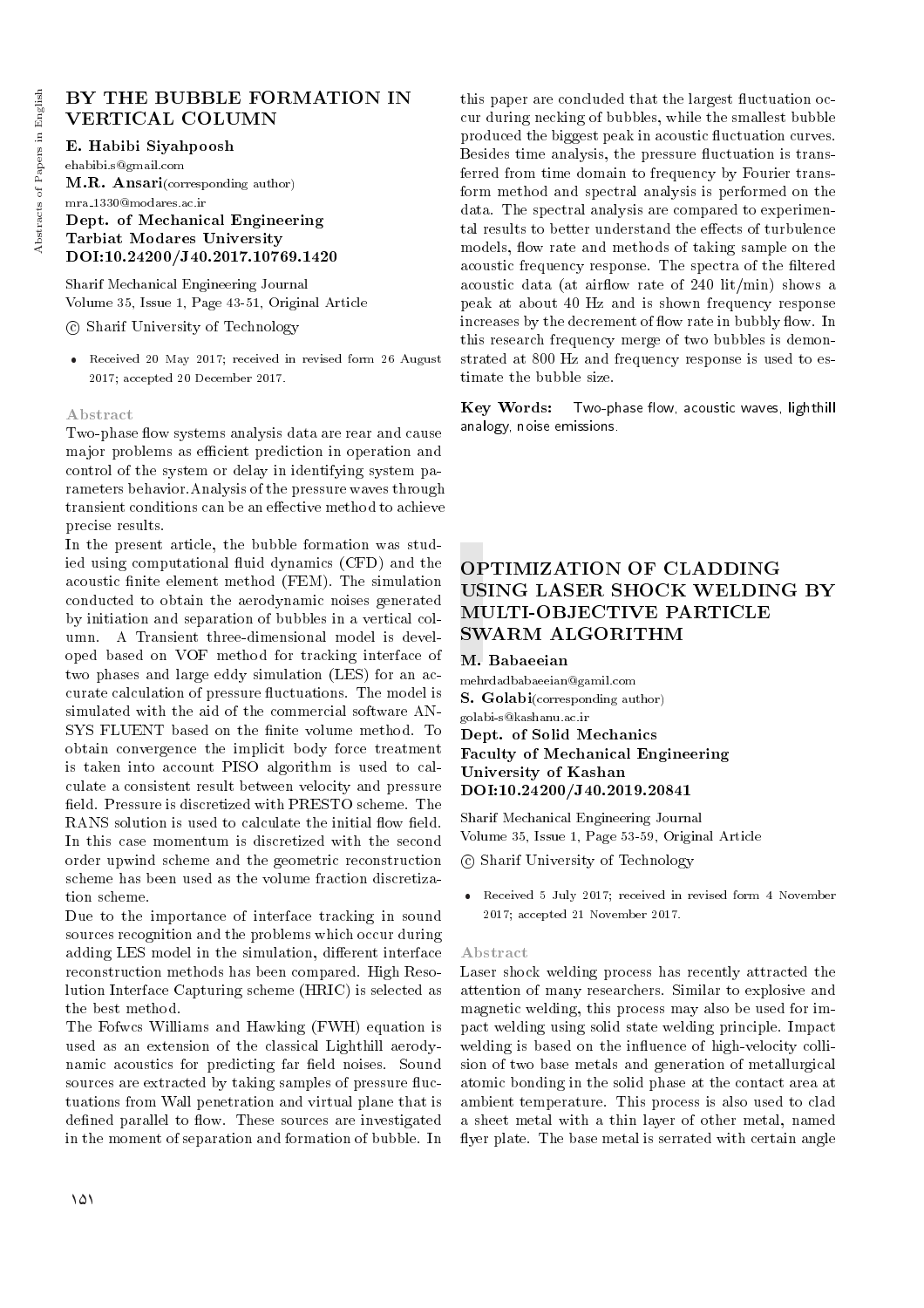# BY THE BUBBLE FORMATION IN VERTICAL COLUMN

**E. Habibi Siyahpoosh**
ehabibi.s@gmail.com
**M.R. Ansari**(corresponding author)
mra_1330@modares.ac.ir
**Dept. of Mechanical Engineering**
**Tarbiat Modares University**
**DOI:10.24200/J40.2017.10769.1420**

Sharif Mechanical Engineering Journal
Volume 35, Issue 1, Page 43-51, Original Article

© Sharif University of Technology

- Received 20 May 2017; received in revised form 26 August 2017; accepted 20 December 2017.

### Abstract

Two-phase flow systems analysis data are rear and cause major problems as efficient prediction in operation and control of the system or delay in identifying system parameters behavior. Analysis of the pressure waves through transient conditions can be an effective method to achieve precise results.

In the present article, the bubble formation was studied using computational fluid dynamics (CFD) and the acoustic finite element method (FEM). The simulation conducted to obtain the aerodynamic noises generated by initiation and separation of bubbles in a vertical column. A Transient three-dimensional model is developed based on VOF method for tracking interface of two phases and large eddy simulation (LES) for an accurate calculation of pressure fluctuations. The model is simulated with the aid of the commercial software ANSYS FLUENT based on the finite volume method. To obtain convergence the implicit body force treatment is taken into account PISO algorithm is used to calculate a consistent result between velocity and pressure field. Pressure is discretized with PRESTO scheme. The RANS solution is used to calculate the initial flow field. In this case momentum is discretized with the second order upwind scheme and the geometric reconstruction scheme has been used as the volume fraction discretization scheme.

Due to the importance of interface tracking in sound sources recognition and the problems which occur during adding LES model in the simulation, different interface reconstruction methods has been compared. High Resolution Interface Capturing scheme (HRIC) is selected as the best method.

The Fofwcs Williams and Hawking (FWH) equation is used as an extension of the classical Lighthill aerodynamic acoustics for predicting far field noises. Sound sources are extracted by taking samples of pressure fluctuations from Wall penetration and virtual plane that is defined parallel to flow. These sources are investigated in the moment of separation and formation of bubble. In this paper are concluded that the largest fluctuation occur during necking of bubbles, while the smallest bubble produced the biggest peak in acoustic fluctuation curves. Besides time analysis, the pressure fluctuation is transferred from time domain to frequency by Fourier transform method and spectral analysis is performed on the data. The spectral analysis are compared to experimental results to better understand the effects of turbulence models, flow rate and methods of taking sample on the acoustic frequency response. The spectra of the filtered acoustic data (at airflow rate of 240 lit/min) shows a peak at about 40 Hz and is shown frequency response increases by the decrement of flow rate in bubbly flow. In this research frequency merge of two bubbles is demonstrated at 800 Hz and frequency response is used to estimate the bubble size.

**Key Words:** Two-phase flow, acoustic waves, lighthill analogy, noise emissions.

# OPTIMIZATION OF CLADDING USING LASER SHOCK WELDING BY MULTI-OBJECTIVE PARTICLE SWARM ALGORITHM

**M. Babaeeian**
mehrdadbabaeeian@gamil.com
**S. Golabi**(corresponding author)
golabi-s@kashanu.ac.ir
**Dept. of Solid Mechanics**
**Faculty of Mechanical Engineering**
**University of Kashan**
**DOI:10.24200/J40.2019.20841**

Sharif Mechanical Engineering Journal
Volume 35, Issue 1, Page 53-59, Original Article

© Sharif University of Technology

- Received 5 July 2017; received in revised form 4 November 2017; accepted 21 November 2017.

### Abstract

Laser shock welding process has recently attracted the attention of many researchers. Similar to explosive and magnetic welding, this process may also be used for impact welding using solid state welding principle. Impact welding is based on the influence of high-velocity collision of two base metals and generation of metallurgical atomic bonding in the solid phase at the contact area at ambient temperature. This process is also used to clad a sheet metal with a thin layer of other metal, named flyer plate. The base metal is serrated with certain angle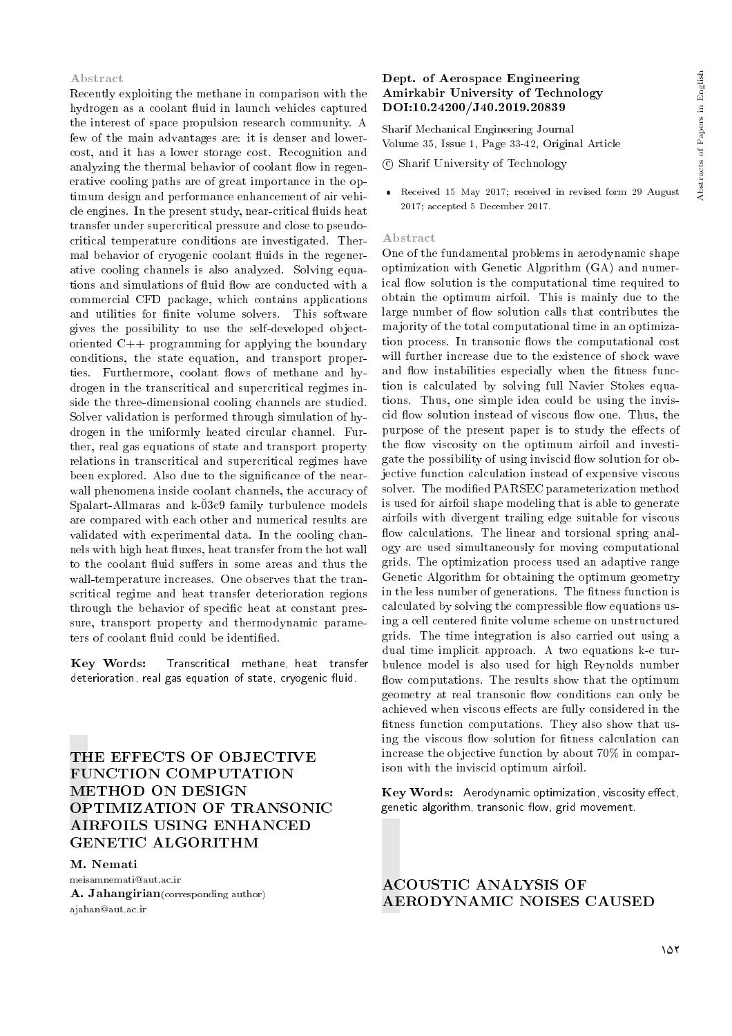## Abstract

Recently exploiting the methane in comparison with the hydrogen as a coolant fluid in launch vehicles captured the interest of space propulsion research community. A few of the main advantages are: it is denser and lower-cost, and it has a lower storage cost. Recognition and analyzing the thermal behavior of coolant flow in regenerative cooling paths are of great importance in the optimum design and performance enhancement of air vehicle engines. In the present study, near-critical fluids heat transfer under supercritical pressure and close to pseudo-critical temperature conditions are investigated. Thermal behavior of cryogenic coolant fluids in the regenerative cooling channels is also analyzed. Solving equations and simulations of fluid flow are conducted with a commercial CFD package, which contains applications and utilities for finite volume solvers. This software gives the possibility to use the self-developed object-oriented C++ programming for applying the boundary conditions, the state equation, and transport properties. Furthermore, coolant flows of methane and hydrogen in the transcritical and supercritical regimes inside the three-dimensional cooling channels are studied. Solver validation is performed through simulation of hydrogen in the uniformly heated circular channel. Further, real gas equations of state and transport property relations in transcritical and supercritical regimes have been explored. Also due to the significance of the near-wall phenomena inside coolant channels, the accuracy of Spalart-Allmaras and k-Ö3c9 family turbulence models are compared with each other and numerical results are validated with experimental data. In the cooling channels with high heat fluxes, heat transfer from the hot wall to the coolant fluid suffers in some areas and thus the wall-temperature increases. One observes that the transcritical regime and heat transfer deterioration regions through the behavior of specific heat at constant pressure, transport property and thermodynamic parameters of coolant fluid could be identified.

**Key Words:** Transcritical methane, heat transfer deterioration, real gas equation of state, cryogenic fluid.

## THE EFFECTS OF OBJECTIVE FUNCTION COMPUTATION METHOD ON DESIGN OPTIMIZATION OF TRANSONIC AIRFOILS USING ENHANCED GENETIC ALGORITHM

**M. Nemati**
meisamnemati@aut.ac.ir
**A. Jahangirian** (corresponding author)
ajahan@aut.ac.ir

**Dept. of Aerospace Engineering**
**Amirkabir University of Technology**
**DOI:10.24200/J40.2019.20839**

Sharif Mechanical Engineering Journal
Volume 35, Issue 1, Page 33-42, Original Article
© Sharif University of Technology

- Received 15 May 2017; received in revised form 29 August 2017; accepted 5 December 2017.

## Abstract

One of the fundamental problems in aerodynamic shape optimization with Genetic Algorithm (GA) and numerical flow solution is the computational time required to obtain the optimum airfoil. This is mainly due to the large number of flow solution calls that contributes the majority of the total computational time in an optimization process. In transonic flows the computational cost will further increase due to the existence of shock wave and flow instabilities especially when the fitness function is calculated by solving full Navier Stokes equations. Thus, one simple idea could be using the inviscid flow solution instead of viscous flow one. Thus, the purpose of the present paper is to study the effects of the flow viscosity on the optimum airfoil and investigate the possibility of using inviscid flow solution for objective function calculation instead of expensive viscous solver. The modified PARSEC parameterization method is used for airfoil shape modeling that is able to generate airfoils with divergent trailing edge suitable for viscous flow calculations. The linear and torsional spring analogy are used simultaneously for moving computational grids. The optimization process used an adaptive range Genetic Algorithm for obtaining the optimum geometry in the less number of generations. The fitness function is calculated by solving the compressible flow equations using a cell centered finite volume scheme on unstructured grids. The time integration is also carried out using a dual time implicit approach. A two equations k-e turbulence model is also used for high Reynolds number flow computations. The results show that the optimum geometry at real transonic flow conditions can only be achieved when viscous effects are fully considered in the fitness function computations. They also show that using the viscous flow solution for fitness calculation can increase the objective function by about 70% in comparison with the inviscid optimum airfoil.

**Key Words:** Aerodynamic optimization, viscosity effect, genetic algorithm, transonic flow, grid movement.

## ACOUSTIC ANALYSIS OF AERODYNAMIC NOISES CAUSED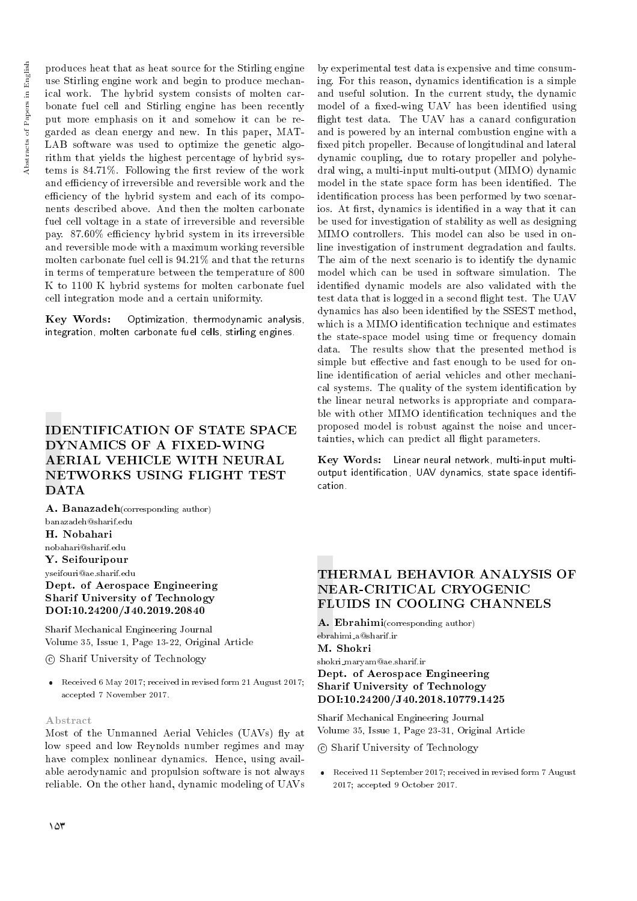produces heat that as heat source for the Stirling engine use Stirling engine work and begin to produce mechanical work. The hybrid system consists of molten carbonate fuel cell and Stirling engine has been recently put more emphasis on it and somehow it can be regarded as clean energy and new. In this paper, MATLAB software was used to optimize the genetic algorithm that yields the highest percentage of hybrid systems is 84.71%. Following the first review of the work and efficiency of irreversible and reversible work and the efficiency of the hybrid system and each of its components described above. And then the molten carbonate fuel cell voltage in a state of irreversible and reversible pay. 87.60% efficiency hybrid system in its irreversible and reversible mode with a maximum working reversible molten carbonate fuel cell is 94.21% and that the returns in terms of temperature between the temperature of 800 K to 1100 K hybrid systems for molten carbonate fuel cell integration mode and a certain uniformity.

**Key Words:** Optimization, thermodynamic analysis, integration, molten carbonate fuel cells, stirling engines.

## IDENTIFICATION OF STATE SPACE DYNAMICS OF A FIXED-WING AERIAL VEHICLE WITH NEURAL NETWORKS USING FLIGHT TEST DATA

**A. Banazadeh**(corresponding author)
banazadeh@sharif.edu
**H. Nobahari**
nobahari@sharif.edu
**Y. Seifouripour**
yseifouri@ae.sharif.edu
**Dept. of Aerospace Engineering**
**Sharif University of Technology**
**DOI:10.24200/J40.2019.20840**

Sharif Mechanical Engineering Journal
Volume 35, Issue 1, Page 13-22, Original Article

© Sharif University of Technology

- Received 6 May 2017; received in revised form 21 August 2017; accepted 7 November 2017.

### Abstract

Most of the Unmanned Aerial Vehicles (UAVs) fly at low speed and low Reynolds number regimes and may have complex nonlinear dynamics. Hence, using available aerodynamic and propulsion software is not always reliable. On the other hand, dynamic modeling of UAVs by experimental test data is expensive and time consuming. For this reason, dynamics identification is a simple and useful solution. In the current study, the dynamic model of a fixed-wing UAV has been identified using flight test data. The UAV has a canard configuration and is powered by an internal combustion engine with a fixed pitch propeller. Because of longitudinal and lateral dynamic coupling, due to rotary propeller and polyhedral wing, a multi-input multi-output (MIMO) dynamic model in the state space form has been identified. The identification process has been performed by two scenarios. At first, dynamics is identified in a way that it can be used for investigation of stability as well as designing MIMO controllers. This model can also be used in online investigation of instrument degradation and faults. The aim of the next scenario is to identify the dynamic model which can be used in software simulation. The identified dynamic models are also validated with the test data that is logged in a second flight test. The UAV dynamics has also been identified by the SSEST method, which is a MIMO identification technique and estimates the state-space model using time or frequency domain data. The results show that the presented method is simple but effective and fast enough to be used for online identification of aerial vehicles and other mechanical systems. The quality of the system identification by the linear neural networks is appropriate and comparable with other MIMO identification techniques and the proposed model is robust against the noise and uncertainties, which can predict all flight parameters.

**Key Words:** Linear neural network, multi-input multi-output identification, UAV dynamics, state space identification.

## THERMAL BEHAVIOR ANALYSIS OF NEAR-CRITICAL CRYOGENIC FLUIDS IN COOLING CHANNELS

**A. Ebrahimi**(corresponding author)
ebrahimi_a@sharif.ir
**M. Shokri**
shokri_maryam@ae.sharif.ir
**Dept. of Aerospace Engineering**
**Sharif University of Technology**
**DOI:10.24200/J40.2018.10779.1425**

Sharif Mechanical Engineering Journal
Volume 35, Issue 1, Page 23-31, Original Article

© Sharif University of Technology

- Received 11 September 2017; received in revised form 7 August 2017; accepted 9 October 2017.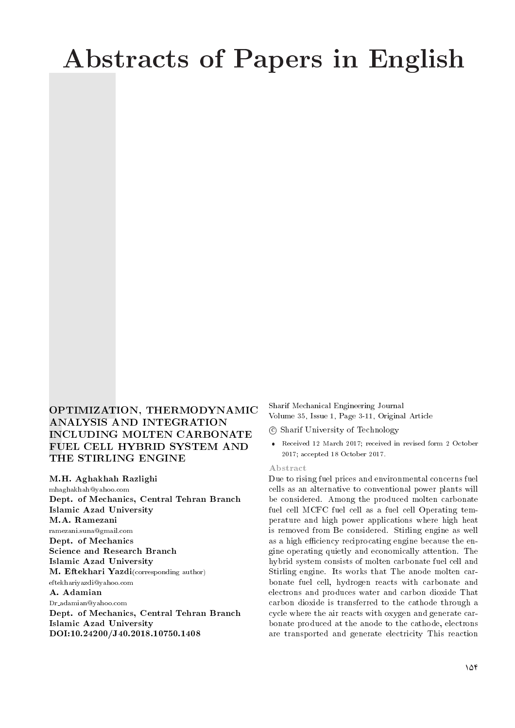# Abstracts of Papers in English

## OPTIMIZATION, THERMODYNAMIC ANALYSIS AND INTEGRATION INCLUDING MOLTEN CARBONATE FUEL CELL HYBRID SYSTEM AND THE STIRLING ENGINE

**M.H. Aghakhah Razlighi**
mhaghakhah@yahoo.com
**Dept. of Mechanics, Central Tehran Branch**
**Islamic Azad University**
**M.A. Ramezani**
ramezani.suna@gmail.com
**Dept. of Mechanics**
**Science and Research Branch**
**Islamic Azad University**
**M. Eftekhari Yazdi**(corresponding author)
eftekhariyazdi@yahoo.com
**A. Adamian**
Dr_adamian@yahoo.com
**Dept. of Mechanics, Central Tehran Branch**
**Islamic Azad University**
**DOI:10.24200/J40.2018.10750.1408**

Sharif Mechanical Engineering Journal
Volume 35, Issue 1, Page 3-11, Original Article

© Sharif University of Technology

- Received 12 March 2017; received in revised form 2 October 2017; accepted 18 October 2017.

### Abstract

Due to rising fuel prices and environmental concerns fuel cells as an alternative to conventional power plants will be considered. Among the produced molten carbonate fuel cell MCFC fuel cell as a fuel cell Operating temperature and high power applications where high heat is removed from Be considered. Stirling engine as well as a high efficiency reciprocating engine because the engine operating quietly and economically attention. The hybrid system consists of molten carbonate fuel cell and Stirling engine. Its works that The anode molten carbonate fuel cell, hydrogen reacts with carbonate and electrons and produces water and carbon dioxide That carbon dioxide is transferred to the cathode through a cycle where the air reacts with oxygen and generate carbonate produced at the anode to the cathode, electrons are transported and generate electricity This reaction